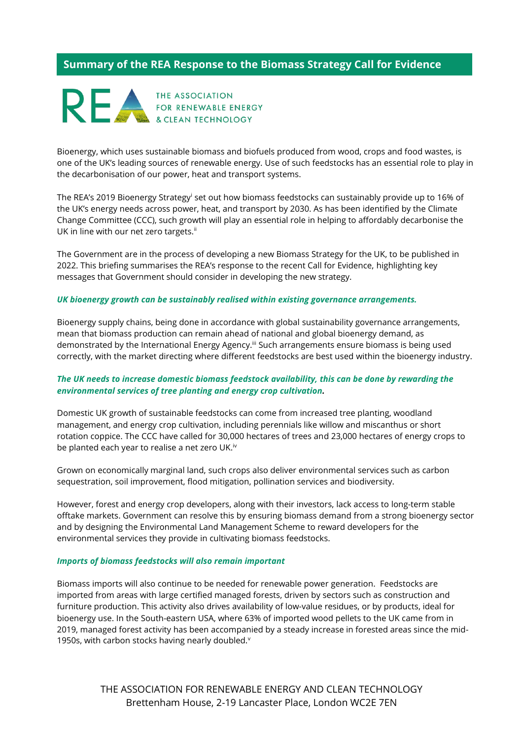# Summary of the REA Response to the Biomass Strategy Call for Evidence

REA THE ASSOCIATION FOR RENEWABLE ENERGY & CLEAN TECHNOLOGY

Bioenergy, which uses sustainable biomass and biofuels produced from wood, crops and food wastes, is one of the UK's leading sources of renewable energy. Use of such feedstocks has an essential role to play in the decarbonisation of our power, heat and transport systems.

The REA's 2019 Bioenergy Strategy[i] set out how biomass feedstocks can sustainably provide up to 16% of the UK's energy needs across power, heat, and transport by 2030. As has been identified by the Climate Change Committee (CCC), such growth will play an essential role in helping to affordably decarbonise the UK in line with our net zero targets.[ii]

The Government are in the process of developing a new Biomass Strategy for the UK, to be published in 2022. This briefing summarises the REA's response to the recent Call for Evidence, highlighting key messages that Government should consider in developing the new strategy.

### *UK bioenergy growth can be sustainably realised within existing governance arrangements.*

Bioenergy supply chains, being done in accordance with global sustainability governance arrangements, mean that biomass production can remain ahead of national and global bioenergy demand, as demonstrated by the International Energy Agency.[iii] Such arrangements ensure biomass is being used correctly, with the market directing where different feedstocks are best used within the bioenergy industry.

### *The UK needs to increase domestic biomass feedstock availability, this can be done by rewarding the environmental services of tree planting and energy crop cultivation.*

Domestic UK growth of sustainable feedstocks can come from increased tree planting, woodland management, and energy crop cultivation, including perennials like willow and miscanthus or short rotation coppice. The CCC have called for 30,000 hectares of trees and 23,000 hectares of energy crops to be planted each year to realise a net zero UK.[iv]

Grown on economically marginal land, such crops also deliver environmental services such as carbon sequestration, soil improvement, flood mitigation, pollination services and biodiversity.

However, forest and energy crop developers, along with their investors, lack access to long-term stable offtake markets. Government can resolve this by ensuring biomass demand from a strong bioenergy sector and by designing the Environmental Land Management Scheme to reward developers for the environmental services they provide in cultivating biomass feedstocks.

### *Imports of biomass feedstocks will also remain important*

Biomass imports will also continue to be needed for renewable power generation. Feedstocks are imported from areas with large certified managed forests, driven by sectors such as construction and furniture production. This activity also drives availability of low-value residues, or by products, ideal for bioenergy use. In the South-eastern USA, where 63% of imported wood pellets to the UK came from in 2019, managed forest activity has been accompanied by a steady increase in forested areas since the mid-1950s, with carbon stocks having nearly doubled.[v]

THE ASSOCIATION FOR RENEWABLE ENERGY AND CLEAN TECHNOLOGY
Brettenham House, 2-19 Lancaster Place, London WC2E 7EN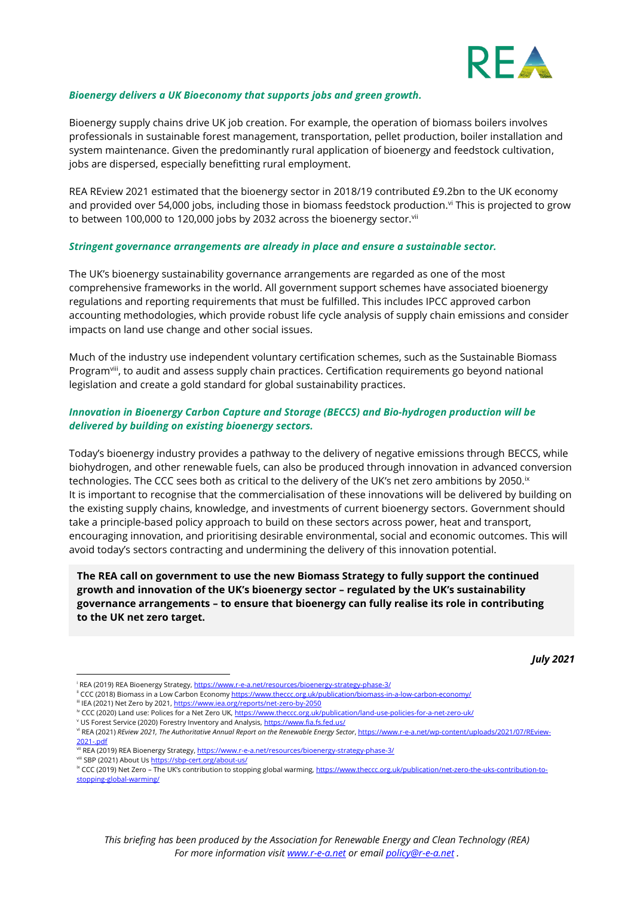***Bioenergy delivers a UK Bioeconomy that supports jobs and green growth.***

Bioenergy supply chains drive UK job creation. For example, the operation of biomass boilers involves professionals in sustainable forest management, transportation, pellet production, boiler installation and system maintenance. Given the predominantly rural application of bioenergy and feedstock cultivation, jobs are dispersed, especially benefitting rural employment.

REA REview 2021 estimated that the bioenergy sector in 2018/19 contributed £9.2bn to the UK economy and provided over 54,000 jobs, including those in biomass feedstock production.[vi] This is projected to grow to between 100,000 to 120,000 jobs by 2032 across the bioenergy sector.[vii]

***Stringent governance arrangements are already in place and ensure a sustainable sector.***

The UK's bioenergy sustainability governance arrangements are regarded as one of the most comprehensive frameworks in the world. All government support schemes have associated bioenergy regulations and reporting requirements that must be fulfilled. This includes IPCC approved carbon accounting methodologies, which provide robust life cycle analysis of supply chain emissions and consider impacts on land use change and other social issues.

Much of the industry use independent voluntary certification schemes, such as the Sustainable Biomass Program[viii], to audit and assess supply chain practices. Certification requirements go beyond national legislation and create a gold standard for global sustainability practices.

***Innovation in Bioenergy Carbon Capture and Storage (BECCS) and Bio-hydrogen production will be delivered by building on existing bioenergy sectors.***

Today's bioenergy industry provides a pathway to the delivery of negative emissions through BECCS, while biohydrogen, and other renewable fuels, can also be produced through innovation in advanced conversion technologies. The CCC sees both as critical to the delivery of the UK's net zero ambitions by 2050.[ix]
It is important to recognise that the commercialisation of these innovations will be delivered by building on the existing supply chains, knowledge, and investments of current bioenergy sectors. Government should take a principle-based policy approach to build on these sectors across power, heat and transport, encouraging innovation, and prioritising desirable environmental, social and economic outcomes. This will avoid today's sectors contracting and undermining the delivery of this innovation potential.

**The REA call on government to use the new Biomass Strategy to fully support the continued growth and innovation of the UK's bioenergy sector – regulated by the UK's sustainability governance arrangements – to ensure that bioenergy can fully realise its role in contributing to the UK net zero target.**

***July 2021***

---

[i] REA (2019) REA Bioenergy Strategy, https://www.r-e-a.net/resources/bioenergy-strategy-phase-3/
[ii] CCC (2018) Biomass in a Low Carbon Economy https://www.theccc.org.uk/publication/biomass-in-a-low-carbon-economy/
[iii] IEA (2021) Net Zero by 2021, https://www.iea.org/reports/net-zero-by-2050
[iv] CCC (2020) Land use: Polices for a Net Zero UK, https://www.theccc.org.uk/publication/land-use-policies-for-a-net-zero-uk/
[v] US Forest Service (2020) Forestry Inventory and Analysis, https://www.fia.fs.fed.us/
[vi] REA (2021) *REview 2021, The Authoritative Annual Report on the Renewable Energy Sector*, https://www.r-e-a.net/wp-content/uploads/2021/07/REview-2021-.pdf
[vii] REA (2019) REA Bioenergy Strategy, https://www.r-e-a.net/resources/bioenergy-strategy-phase-3/
[viii] SBP (2021) About Us https://sbp-cert.org/about-us/
[ix] CCC (2019) Net Zero – The UK's contribution to stopping global warming, https://www.theccc.org.uk/publication/net-zero-the-uks-contribution-to-stopping-global-warming/

*This briefing has been produced by the Association for Renewable Energy and Clean Technology (REA)*
*For more information visit www.r-e-a.net or email policy@r-e-a.net .*